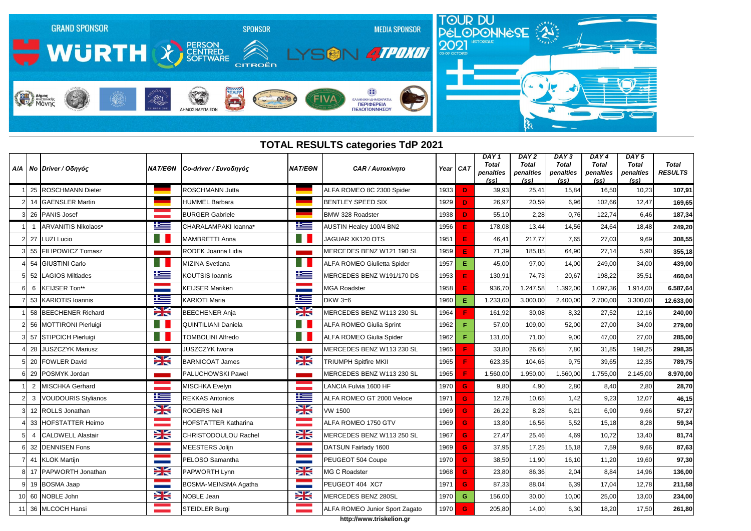## TOTAL RESULTS categories TdP 2021

| A/A | No | Driver / Οδηγός | NAT/ΕΘΝ | Co-driver / Συνοδηγός | NAT/ΕΘΝ | CAR / Αυτοκίνητο | Year | CAT | DAY 1 Total penalties (ss) | DAY 2 Total penalties (ss) | DAY 3 Total penalties (ss) | DAY 4 Total penalties (ss) | DAY 5 Total penalties (ss) | Total RESULTS |
|---|---|---|---|---|---|---|---|---|---|---|---|---|---|---|
| 1 | 25 | ROSCHMANN Dieter | | ROSCHMANN Jutta | | ALFA ROMEO 8C 2300 Spider | 1933 | D | 39,93 | 25,41 | 15,84 | 16,50 | 10,23 | **107,91** |
| 2 | 14 | GAENSLER Martin | | HUMMEL Barbara | | BENTLEY SPEED SIX | 1929 | D | 26,97 | 20,59 | 6,96 | 102,66 | 12,47 | **169,65** |
| 3 | 26 | PANIS Josef | | BURGER Gabriele | | BMW 328 Roadster | 1938 | D | 55,10 | 2,28 | 0,76 | 122,74 | 6,46 | **187,34** |
| 1 | 1 | ARVANITIS Nikolaos* | | CHARALAMPAKI Ioanna* | | AUSTIN Healey 100/4 BN2 | 1956 | E | 178,08 | 13,44 | 14,56 | 24,64 | 18,48 | **249,20** |
| 2 | 27 | LUZI Lucio | | MAMBRETTI Anna | | JAGUAR XK120 OTS | 1951 | E | 46,41 | 217,77 | 7,65 | 27,03 | 9,69 | **308,55** |
| 3 | 55 | FILIPOWICZ Tomasz | | RODEK Joanna Lidia | | MERCEDES BENZ W121 190 SL | 1959 | E | 71,39 | 185,85 | 64,90 | 27,14 | 5,90 | **355,18** |
| 4 | 54 | GIUSTINI Carlo | | MIZINA Svetlana | | ALFA ROMEO Giulietta Spider | 1957 | E | 45,00 | 97,00 | 14,00 | 249,00 | 34,00 | **439,00** |
| 5 | 52 | LAGIOS Miltiades | | KOUTSIS Ioannis | | MERCEDES BENZ W191/170 DS | 1953 | E | 130,91 | 74,73 | 20,67 | 198,22 | 35,51 | **460,04** |
| 6 | 6 | KEIJSER Ton** | | KEIJSER Mariken | | MGA Roadster | 1958 | E | 936,70 | 1.247,58 | 1.392,00 | 1.097,36 | 1.914,00 | **6.587,64** |
| 7 | 53 | KARIOTIS Ioannis | | KARIOTI Maria | | DKW 3=6 | 1960 | E | 1.233,00 | 3.000,00 | 2.400,00 | 2.700,00 | 3.300,00 | **12.633,00** |
| 1 | 58 | BEECHENER Richard | | BEECHENER Anja | | MERCEDES BENZ W113 230 SL | 1964 | F | 161,92 | 30,08 | 8,32 | 27,52 | 12,16 | **240,00** |
| 2 | 56 | MOTTIRONI Pierluigi | | QUINTILIANI Daniela | | ALFA ROMEO Giulia Sprint | 1962 | F | 57,00 | 109,00 | 52,00 | 27,00 | 34,00 | **279,00** |
| 3 | 57 | STIPCICH Pierluigi | | TOMBOLINI Alfredo | | ALFA ROMEO Giulia Spider | 1962 | F | 131,00 | 71,00 | 9,00 | 47,00 | 27,00 | **285,00** |
| 4 | 28 | JUSZCZYK Mariusz | | JUSZCZYK Iwona | | MERCEDES BENZ W113 230 SL | 1965 | F | 33,80 | 26,65 | 7,80 | 31,85 | 198,25 | **298,35** |
| 5 | 20 | FOWLER David | | BARNICOAT James | | TRIUMPH Spitfire MKII | 1965 | F | 623,35 | 104,65 | 9,75 | 39,65 | 12,35 | **789,75** |
| 6 | 29 | POSMYK Jordan | | PALUCHOWSKI Pawel | | MERCEDES BENZ W113 230 SL | 1965 | F | 1.560,00 | 1.950,00 | 1.560,00 | 1.755,00 | 2.145,00 | **8.970,00** |
| 1 | 2 | MISCHKA Gerhard | | MISCHKA Evelyn | | LANCIA Fulvia 1600 HF | 1970 | G | 9,80 | 4,90 | 2,80 | 8,40 | 2,80 | **28,70** |
| 2 | 3 | VOUDOURIS Stylianos | | REKKAS Antonios | | ALFA ROMEO GT 2000 Veloce | 1971 | G | 12,78 | 10,65 | 1,42 | 9,23 | 12,07 | **46,15** |
| 3 | 12 | ROLLS Jonathan | | ROGERS Neil | | VW 1500 | 1969 | G | 26,22 | 8,28 | 6,21 | 6,90 | 9,66 | **57,27** |
| 4 | 33 | HOFSTATTER Heimo | | HOFSTATTER Katharina | | ALFA ROMEO 1750 GTV | 1969 | G | 13,80 | 16,56 | 5,52 | 15,18 | 8,28 | **59,34** |
| 5 | 4 | CALDWELL Alastair | | CHRISTODOULOU Rachel | | MERCEDES BENZ W113 250 SL | 1967 | G | 27,47 | 25,46 | 4,69 | 10,72 | 13,40 | **81,74** |
| 6 | 32 | DENNISEN Fons | | MEESTERS Jolijn | | DATSUN Fairlady 1600 | 1969 | G | 37,95 | 17,25 | 15,18 | 7,59 | 9,66 | **87,63** |
| 7 | 41 | KLOK Martijn | | PELOSO Samantha | | PEUGEOT 504 Coupe | 1970 | G | 38,50 | 11,90 | 16,10 | 11,20 | 19,60 | **97,30** |
| 8 | 17 | PAPWORTH Jonathan | | PAPWORTH Lynn | | MG C Roadster | 1968 | G | 23,80 | 86,36 | 2,04 | 8,84 | 14,96 | **136,00** |
| 9 | 19 | BOSMA Jaap | | BOSMA-MEINSMA Agatha | | PEUGEOT 404 XC7 | 1971 | G | 87,33 | 88,04 | 6,39 | 17,04 | 12,78 | **211,58** |
| 10 | 60 | NOBLE John | | NOBLE Jean | | MERCEDES BENZ 280SL | 1970 | G | 156,00 | 30,00 | 10,00 | 25,00 | 13,00 | **234,00** |
| 11 | 36 | MLCOCH Hansi | | STEIDLER Burgi | | ALFA ROMEO Junior Sport Zagato | 1970 | G | 205,80 | 14,00 | 6,30 | 18,20 | 17,50 | **261,80** |

http://www.triskelion.gr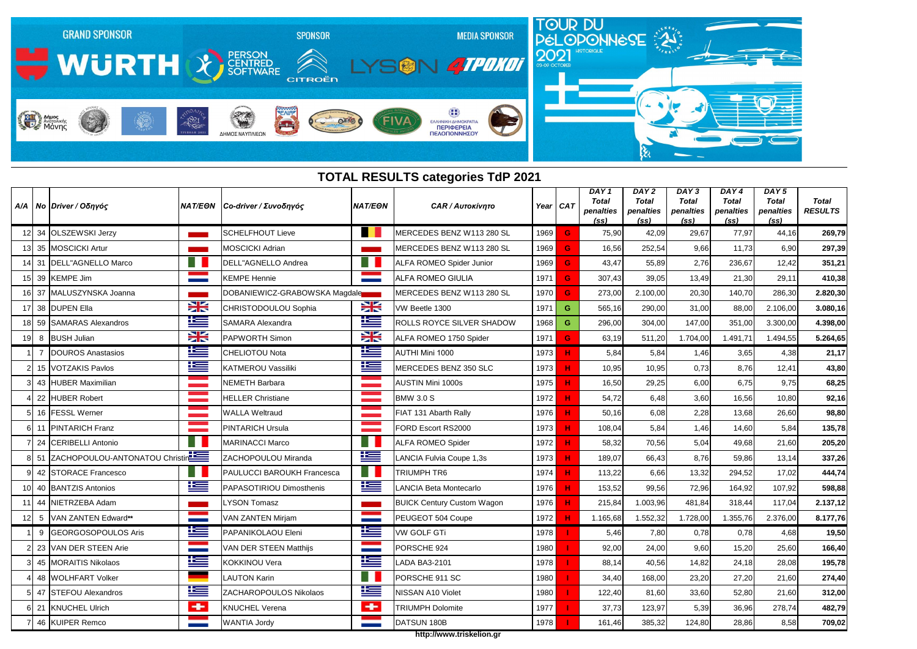GRAND SPONSOR WÜRTH — SPONSOR PERSON CENTRED SOFTWARE, CITROËN — MEDIA SPONSOR LYSON 4TPOXOI

TOUR DU PéLOPONNèSE 2021 HISTORIQUE 03-09 OCTOBER

## TOTAL RESULTS categories TdP 2021

| A/A | No | Driver / Οδηγός | NAT/ΕΘΝ | Co-driver / Συνοδηγός | NAT/ΕΘΝ | CAR / Αυτοκίνητο | Year | CAT | DAY 1 Total penalties (ss) | DAY 2 Total penalties (ss) | DAY 3 Total penalties (ss) | DAY 4 Total penalties (ss) | DAY 5 Total penalties (ss) | Total RESULTS |
|---|---|---|---|---|---|---|---|---|---|---|---|---|---|---|
| 12 | 34 | OLSZEWSKI Jerzy | | SCHELFHOUT Lieve | | MERCEDES BENZ W113 280 SL | 1969 | G | 75,90 | 42,09 | 29,67 | 77,97 | 44,16 | 269,79 |
| 13 | 35 | MOSCICKI Artur | | MOSCICKI Adrian | | MERCEDES BENZ W113 280 SL | 1969 | G | 16,56 | 252,54 | 9,66 | 11,73 | 6,90 | 297,39 |
| 14 | 31 | DELL"AGNELLO Marco | | DELL"AGNELLO Andrea | | ALFA ROMEO Spider Junior | 1969 | G | 43,47 | 55,89 | 2,76 | 236,67 | 12,42 | 351,21 |
| 15 | 39 | KEMPE Jim | | KEMPE Hennie | | ALFA ROMEO GIULIA | 1971 | G | 307,43 | 39,05 | 13,49 | 21,30 | 29,11 | 410,38 |
| 16 | 37 | MALUSZYNSKA Joanna | | DOBANIEWICZ-GRABOWSKA Magdale | | MERCEDES BENZ W113 280 SL | 1970 | G | 273,00 | 2.100,00 | 20,30 | 140,70 | 286,30 | 2.820,30 |
| 17 | 38 | DUPEN Ella | | CHRISTODOULOU Sophia | | VW Beetle 1300 | 1971 | G | 565,16 | 290,00 | 31,00 | 88,00 | 2.106,00 | 3.080,16 |
| 18 | 59 | SAMARAS Alexandros | | SAMARA Alexandra | | ROLLS ROYCE SILVER SHADOW | 1968 | G | 296,00 | 304,00 | 147,00 | 351,00 | 3.300,00 | 4.398,00 |
| 19 | 8 | BUSH Julian | | PAPWORTH Simon | | ALFA ROMEO 1750 Spider | 1971 | G | 63,19 | 511,20 | 1.704,00 | 1.491,71 | 1.494,55 | 5.264,65 |
| 1 | 7 | DOUROS Anastasios | | CHELIOTOU Nota | | AUTHI Mini 1000 | 1973 | H | 5,84 | 5,84 | 1,46 | 3,65 | 4,38 | 21,17 |
| 2 | 15 | VOTZAKIS Pavlos | | KATMEROU Vassiliki | | MERCEDES BENZ 350 SLC | 1973 | H | 10,95 | 10,95 | 0,73 | 8,76 | 12,41 | 43,80 |
| 3 | 43 | HUBER Maximilian | | NEMETH Barbara | | AUSTIN Mini 1000s | 1975 | H | 16,50 | 29,25 | 6,00 | 6,75 | 9,75 | 68,25 |
| 4 | 22 | HUBER Robert | | HELLER Christiane | | BMW 3.0 S | 1972 | H | 54,72 | 6,48 | 3,60 | 16,56 | 10,80 | 92,16 |
| 5 | 16 | FESSL Werner | | WALLA Weltraud | | FIAT 131 Abarth Rally | 1976 | H | 50,16 | 6,08 | 2,28 | 13,68 | 26,60 | 98,80 |
| 6 | 11 | PINTARICH Franz | | PINTARICH Ursula | | FORD Escort RS2000 | 1973 | H | 108,04 | 5,84 | 1,46 | 14,60 | 5,84 | 135,78 |
| 7 | 24 | CERIBELLI Antonio | | MARINACCI Marco | | ALFA ROMEO Spider | 1972 | H | 58,32 | 70,56 | 5,04 | 49,68 | 21,60 | 205,20 |
| 8 | 51 | ZACHOPOULOU-ANTONATOU Christin | | ZACHOPOULOU Miranda | | LANCIA Fulvia Coupe 1,3s | 1973 | H | 189,07 | 66,43 | 8,76 | 59,86 | 13,14 | 337,26 |
| 9 | 42 | STORACE Francesco | | PAULUCCI BAROUKH Francesca | | TRIUMPH TR6 | 1974 | H | 113,22 | 6,66 | 13,32 | 294,52 | 17,02 | 444,74 |
| 10 | 40 | BANTZIS Antonios | | PAPASOTIRIOU Dimosthenis | | LANCIA Beta Montecarlo | 1976 | H | 153,52 | 99,56 | 72,96 | 164,92 | 107,92 | 598,88 |
| 11 | 44 | NIETRZEBA Adam | | LYSON Tomasz | | BUICK Century Custom Wagon | 1976 | H | 215,84 | 1.003,96 | 481,84 | 318,44 | 117,04 | 2.137,12 |
| 12 | 5 | VAN ZANTEN Edward** | | VAN ZANTEN Mirjam | | PEUGEOT 504 Coupe | 1972 | H | 1.165,68 | 1.552,32 | 1.728,00 | 1.355,76 | 2.376,00 | 8.177,76 |
| 1 | 9 | GEORGOSOPOULOS Aris | | PAPANIKOLAOU Eleni | | VW GOLF GTi | 1978 | I | 5,46 | 7,80 | 0,78 | 0,78 | 4,68 | 19,50 |
| 2 | 23 | VAN DER STEEN Arie | | VAN DER STEEN Matthijs | | PORSCHE 924 | 1980 | I | 92,00 | 24,00 | 9,60 | 15,20 | 25,60 | 166,40 |
| 3 | 45 | MORAITIS Nikolaos | | KOKKINOU Vera | | LADA BA3-2101 | 1978 | I | 88,14 | 40,56 | 14,82 | 24,18 | 28,08 | 195,78 |
| 4 | 48 | WOLHFART Volker | | LAUTON Karin | | PORSCHE 911 SC | 1980 | I | 34,40 | 168,00 | 23,20 | 27,20 | 21,60 | 274,40 |
| 5 | 47 | STEFOU Alexandros | | ZACHAROPOULOS Nikolaos | | NISSAN A10 Violet | 1980 | I | 122,40 | 81,60 | 33,60 | 52,80 | 21,60 | 312,00 |
| 6 | 21 | KNUCHEL Ulrich | | KNUCHEL Verena | | TRIUMPH Dolomite | 1977 | I | 37,73 | 123,97 | 5,39 | 36,96 | 278,74 | 482,79 |
| 7 | 46 | KUIPER Remco | | WANTIA Jordy | | DATSUN 180B | 1978 | I | 161,46 | 385,32 | 124,80 | 28,86 | 8,58 | 709,02 |

http://www.triskelion.gr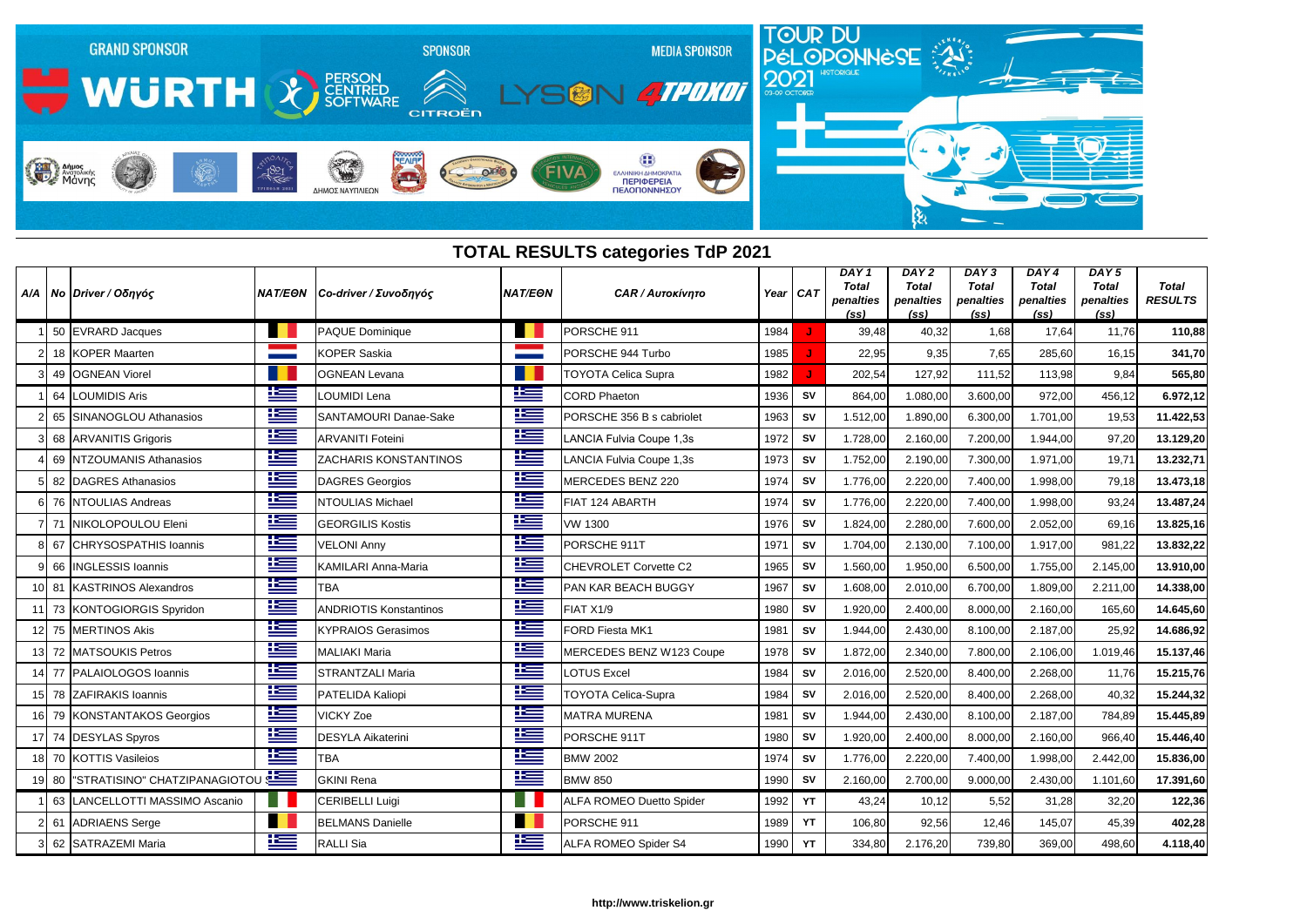GRAND SPONSOR

WÜRTH

PERSON CENTRED SOFTWARE

SPONSOR

CITROËN

MEDIA SPONSOR

LYSON 4TPOXOI

Δήμος Ανατολικής Μάνης

ΔΗΜΟΣ ΝΑΥΠΛΙΕΩΝ

FIVA

ΕΛΛΗΝΙΚΗ ΔΗΜΟΚΡΑΤΙΑ ΠΕΡΙΦΕΡΕΙΑ ΠΕΛΟΠΟΝΝΗΣΟΥ

TOUR DU PÉLOPONNÈSE 2021 HISTORIQUE 03-09 OCTOBER

## TOTAL RESULTS categories TdP 2021

| A/A | No | Driver / Οδηγός | NAT/ΕΘΝ | Co-driver / Συνοδηγός | NAT/ΕΘΝ | CAR / Αυτοκίνητο | Year | CAT | DAY 1 Total penalties (ss) | DAY 2 Total penalties (ss) | DAY 3 Total penalties (ss) | DAY 4 Total penalties (ss) | DAY 5 Total penalties (ss) | Total RESULTS |
|---|---|---|---|---|---|---|---|---|---|---|---|---|---|---|
| 1 | 50 | EVRARD Jacques | | PAQUE Dominique | | PORSCHE 911 | 1984 | J | 39,48 | 40,32 | 1,68 | 17,64 | 11,76 | **110,88** |
| 2 | 18 | KOPER Maarten | | KOPER Saskia | | PORSCHE 944 Turbo | 1985 | J | 22,95 | 9,35 | 7,65 | 285,60 | 16,15 | **341,70** |
| 3 | 49 | OGNEAN Viorel | | OGNEAN Levana | | TOYOTA Celica Supra | 1982 | J | 202,54 | 127,92 | 111,52 | 113,98 | 9,84 | **565,80** |
| 1 | 64 | LOUMIDIS Aris | | LOUMIDI Lena | | CORD Phaeton | 1936 | SV | 864,00 | 1.080,00 | 3.600,00 | 972,00 | 456,12 | **6.972,12** |
| 2 | 65 | SINANOGLOU Athanasios | | SANTAMOURI Danae-Sake | | PORSCHE 356 B s cabriolet | 1963 | SV | 1.512,00 | 1.890,00 | 6.300,00 | 1.701,00 | 19,53 | **11.422,53** |
| 3 | 68 | ARVANITIS Grigoris | | ARVANITI Foteini | | LANCIA Fulvia Coupe 1,3s | 1972 | SV | 1.728,00 | 2.160,00 | 7.200,00 | 1.944,00 | 97,20 | **13.129,20** |
| 4 | 69 | NTZOUMANIS Athanasios | | ZACHARIS KONSTANTINOS | | LANCIA Fulvia Coupe 1,3s | 1973 | SV | 1.752,00 | 2.190,00 | 7.300,00 | 1.971,00 | 19,71 | **13.232,71** |
| 5 | 82 | DAGRES Athanasios | | DAGRES Georgios | | MERCEDES BENZ 220 | 1974 | SV | 1.776,00 | 2.220,00 | 7.400,00 | 1.998,00 | 79,18 | **13.473,18** |
| 6 | 76 | NTOULIAS Andreas | | NTOULIAS Michael | | FIAT 124 ABARTH | 1974 | SV | 1.776,00 | 2.220,00 | 7.400,00 | 1.998,00 | 93,24 | **13.487,24** |
| 7 | 71 | NIKOLOPOULOU Eleni | | GEORGILIS Kostis | | VW 1300 | 1976 | SV | 1.824,00 | 2.280,00 | 7.600,00 | 2.052,00 | 69,16 | **13.825,16** |
| 8 | 67 | CHRYSOSPATHIS Ioannis | | VELONI Anny | | PORSCHE 911T | 1971 | SV | 1.704,00 | 2.130,00 | 7.100,00 | 1.917,00 | 981,22 | **13.832,22** |
| 9 | 66 | INGLESSIS Ioannis | | KAMILARI Anna-Maria | | CHEVROLET Corvette C2 | 1965 | SV | 1.560,00 | 1.950,00 | 6.500,00 | 1.755,00 | 2.145,00 | **13.910,00** |
| 10 | 81 | KASTRINOS Alexandros | | TBA | | PAN KAR BEACH BUGGY | 1967 | SV | 1.608,00 | 2.010,00 | 6.700,00 | 1.809,00 | 2.211,00 | **14.338,00** |
| 11 | 73 | KONTOGIORGIS Spyridon | | ANDRIOTIS Konstantinos | | FIAT X1/9 | 1980 | SV | 1.920,00 | 2.400,00 | 8.000,00 | 2.160,00 | 165,60 | **14.645,60** |
| 12 | 75 | MERTINOS Akis | | KYPRAIOS Gerasimos | | FORD Fiesta MK1 | 1981 | SV | 1.944,00 | 2.430,00 | 8.100,00 | 2.187,00 | 25,92 | **14.686,92** |
| 13 | 72 | MATSOUKIS Petros | | MALIAKI Maria | | MERCEDES BENZ W123 Coupe | 1978 | SV | 1.872,00 | 2.340,00 | 7.800,00 | 2.106,00 | 1.019,46 | **15.137,46** |
| 14 | 77 | PALAIOLOGOS Ioannis | | STRANTZALI Maria | | LOTUS Excel | 1984 | SV | 2.016,00 | 2.520,00 | 8.400,00 | 2.268,00 | 11,76 | **15.215,76** |
| 15 | 78 | ZAFIRAKIS Ioannis | | PATELIDA Kaliopi | | TOYOTA Celica-Supra | 1984 | SV | 2.016,00 | 2.520,00 | 8.400,00 | 2.268,00 | 40,32 | **15.244,32** |
| 16 | 79 | KONSTANTAKOS Georgios | | VICKY Zoe | | MATRA MURENA | 1981 | SV | 1.944,00 | 2.430,00 | 8.100,00 | 2.187,00 | 784,89 | **15.445,89** |
| 17 | 74 | DESYLAS Spyros | | DESYLA Aikaterini | | PORSCHE 911T | 1980 | SV | 1.920,00 | 2.400,00 | 8.000,00 | 2.160,00 | 966,40 | **15.446,40** |
| 18 | 70 | KOTTIS Vasileios | | TBA | | BMW 2002 | 1974 | SV | 1.776,00 | 2.220,00 | 7.400,00 | 1.998,00 | 2.442,00 | **15.836,00** |
| 19 | 80 | "STRATISINO" CHATZIPANAGIOTOU | | GKINI Rena | | BMW 850 | 1990 | SV | 2.160,00 | 2.700,00 | 9.000,00 | 2.430,00 | 1.101,60 | **17.391,60** |
| 1 | 63 | LANCELLOTTI MASSIMO Ascanio | | CERIBELLI Luigi | | ALFA ROMEO Duetto Spider | 1992 | YT | 43,24 | 10,12 | 5,52 | 31,28 | 32,20 | **122,36** |
| 2 | 61 | ADRIAENS Serge | | BELMANS Danielle | | PORSCHE 911 | 1989 | YT | 106,80 | 92,56 | 12,46 | 145,07 | 45,39 | **402,28** |
| 3 | 62 | SATRAZEMI Maria | | RALLI Sia | | ALFA ROMEO Spider S4 | 1990 | YT | 334,80 | 2.176,20 | 739,80 | 369,00 | 498,60 | **4.118,40** |

http://www.triskelion.gr